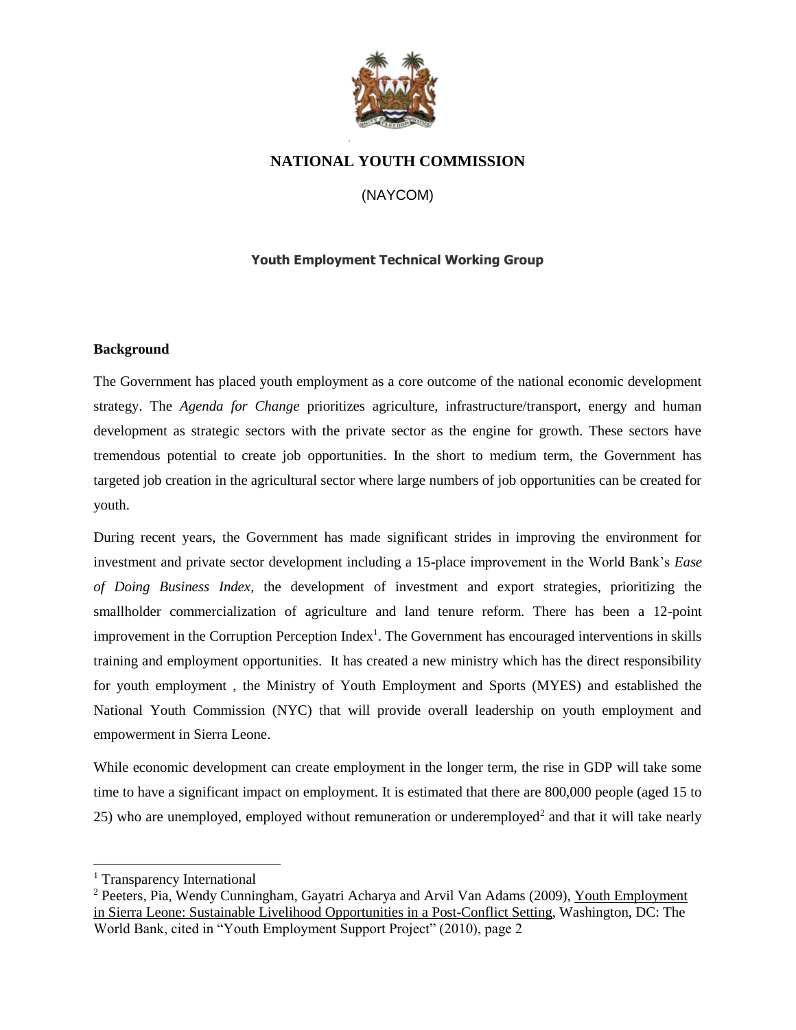# NATIONAL YOUTH COMMISSION

(NAYCOM)

**Youth Employment Technical Working Group**

## Background

The Government has placed youth employment as a core outcome of the national economic development strategy. The *Agenda for Change* prioritizes agriculture, infrastructure/transport, energy and human development as strategic sectors with the private sector as the engine for growth. These sectors have tremendous potential to create job opportunities. In the short to medium term, the Government has targeted job creation in the agricultural sector where large numbers of job opportunities can be created for youth.

During recent years, the Government has made significant strides in improving the environment for investment and private sector development including a 15-place improvement in the World Bank's *Ease of Doing Business Index*, the development of investment and export strategies, prioritizing the smallholder commercialization of agriculture and land tenure reform. There has been a 12-point improvement in the Corruption Perception Index[1]. The Government has encouraged interventions in skills training and employment opportunities. It has created a new ministry which has the direct responsibility for youth employment , the Ministry of Youth Employment and Sports (MYES) and established the National Youth Commission (NYC) that will provide overall leadership on youth employment and empowerment in Sierra Leone.

While economic development can create employment in the longer term, the rise in GDP will take some time to have a significant impact on employment. It is estimated that there are 800,000 people (aged 15 to 25) who are unemployed, employed without remuneration or underemployed[2] and that it will take nearly

---

[1] Transparency International

[2] Peeters, Pia, Wendy Cunningham, Gayatri Acharya and Arvil Van Adams (2009), Youth Employment in Sierra Leone: Sustainable Livelihood Opportunities in a Post-Conflict Setting, Washington, DC: The World Bank, cited in "Youth Employment Support Project" (2010), page 2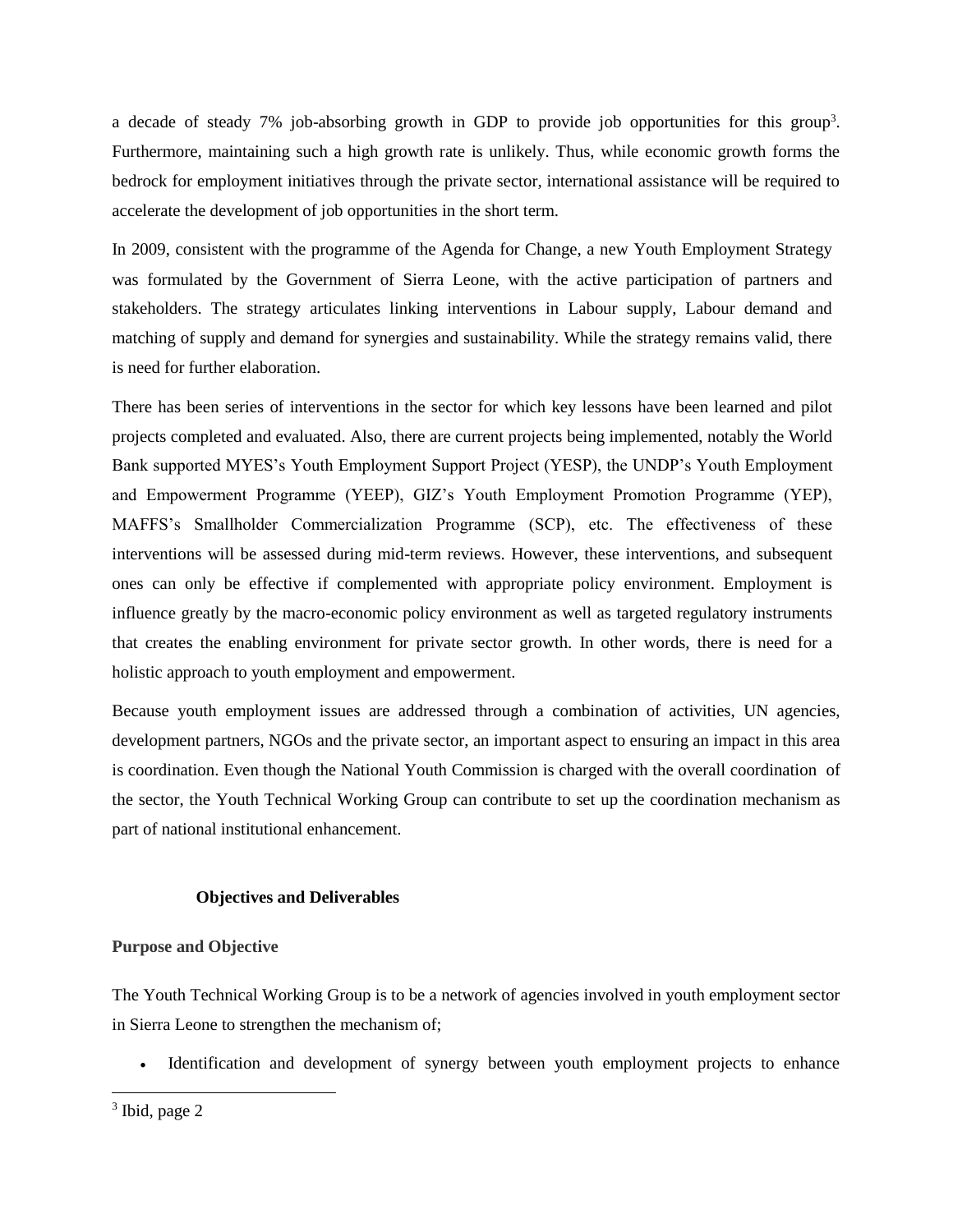a decade of steady 7% job-absorbing growth in GDP to provide job opportunities for this group[3]. Furthermore, maintaining such a high growth rate is unlikely. Thus, while economic growth forms the bedrock for employment initiatives through the private sector, international assistance will be required to accelerate the development of job opportunities in the short term.

In 2009, consistent with the programme of the Agenda for Change, a new Youth Employment Strategy was formulated by the Government of Sierra Leone, with the active participation of partners and stakeholders. The strategy articulates linking interventions in Labour supply, Labour demand and matching of supply and demand for synergies and sustainability. While the strategy remains valid, there is need for further elaboration.

There has been series of interventions in the sector for which key lessons have been learned and pilot projects completed and evaluated. Also, there are current projects being implemented, notably the World Bank supported MYES's Youth Employment Support Project (YESP), the UNDP's Youth Employment and Empowerment Programme (YEEP), GIZ's Youth Employment Promotion Programme (YEP), MAFFS's Smallholder Commercialization Programme (SCP), etc. The effectiveness of these interventions will be assessed during mid-term reviews. However, these interventions, and subsequent ones can only be effective if complemented with appropriate policy environment. Employment is influence greatly by the macro-economic policy environment as well as targeted regulatory instruments that creates the enabling environment for private sector growth. In other words, there is need for a holistic approach to youth employment and empowerment.

Because youth employment issues are addressed through a combination of activities, UN agencies, development partners, NGOs and the private sector, an important aspect to ensuring an impact in this area is coordination. Even though the National Youth Commission is charged with the overall coordination of the sector, the Youth Technical Working Group can contribute to set up the coordination mechanism as part of national institutional enhancement.

## Objectives and Deliverables

### Purpose and Objective

The Youth Technical Working Group is to be a network of agencies involved in youth employment sector in Sierra Leone to strengthen the mechanism of;

- Identification and development of synergy between youth employment projects to enhance

[3] Ibid, page 2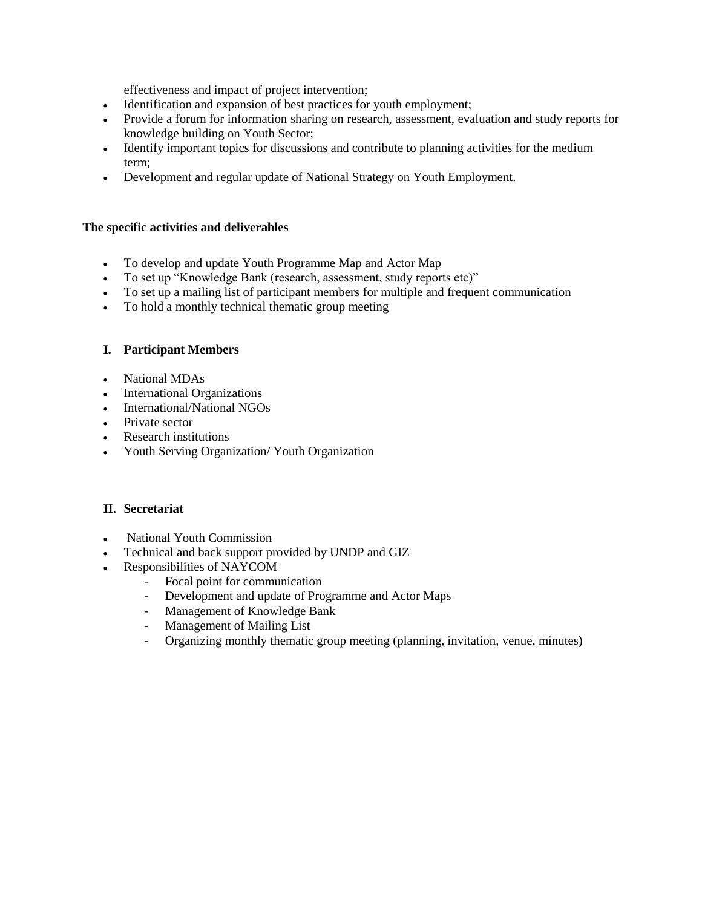effectiveness and impact of project intervention;

- Identification and expansion of best practices for youth employment;
- Provide a forum for information sharing on research, assessment, evaluation and study reports for knowledge building on Youth Sector;
- Identify important topics for discussions and contribute to planning activities for the medium term;
- Development and regular update of National Strategy on Youth Employment.

**The specific activities and deliverables**

- To develop and update Youth Programme Map and Actor Map
- To set up "Knowledge Bank (research, assessment, study reports etc)"
- To set up a mailing list of participant members for multiple and frequent communication
- To hold a monthly technical thematic group meeting

## I. Participant Members

- National MDAs
- International Organizations
- International/National NGOs
- Private sector
- Research institutions
- Youth Serving Organization/ Youth Organization

## II. Secretariat

- National Youth Commission
- Technical and back support provided by UNDP and GIZ
- Responsibilities of NAYCOM
  - Focal point for communication
  - Development and update of Programme and Actor Maps
  - Management of Knowledge Bank
  - Management of Mailing List
  - Organizing monthly thematic group meeting (planning, invitation, venue, minutes)